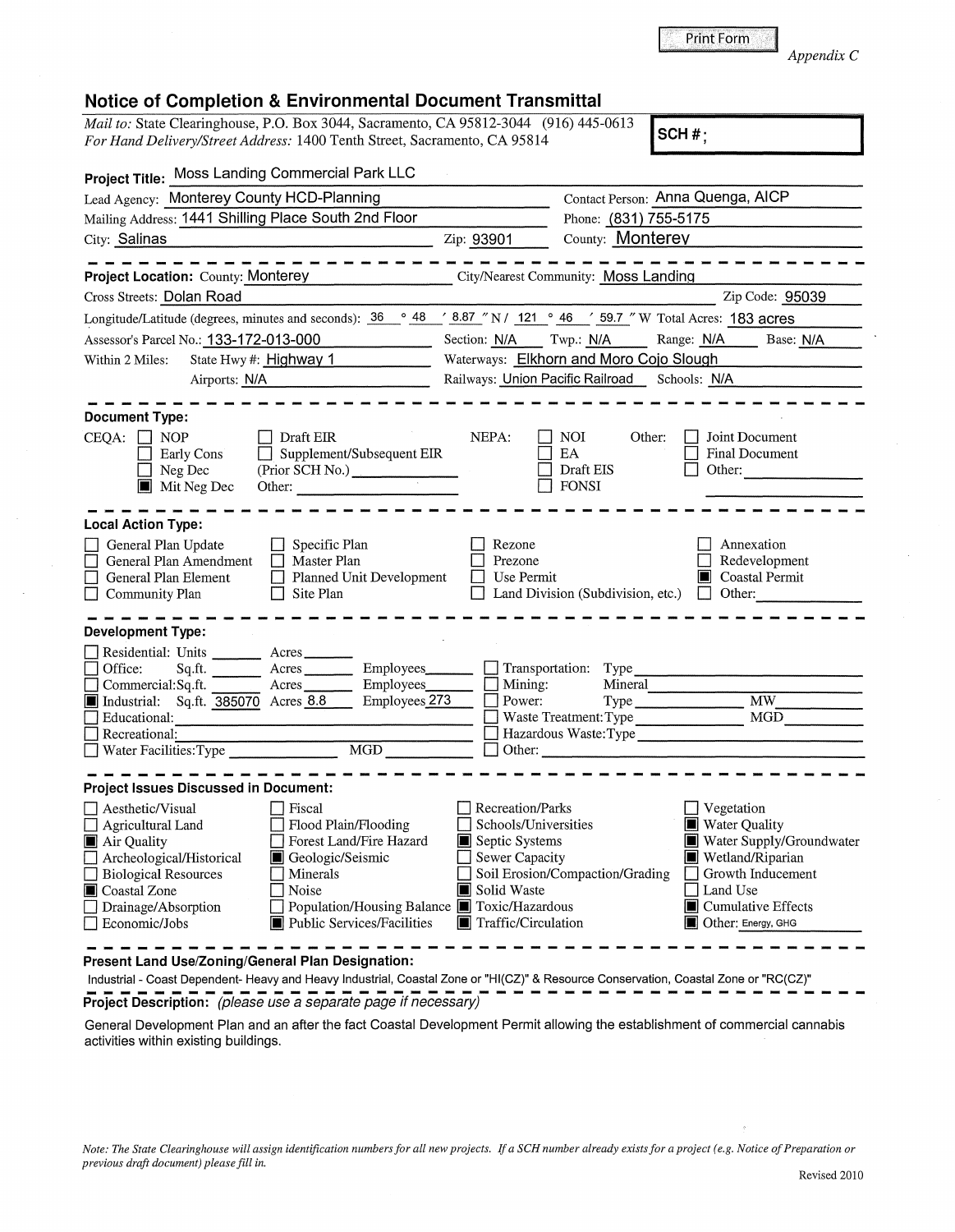*Appendix C*

## Notice of Completion & Environmental Document Transmittal

*Mail to:* State Clearinghouse, P.O. Box 3044, Sacramento, CA 95812-3044 (916) 445-0613
*For Hand Delivery/Street Address:* 1400 Tenth Street, Sacramento, CA 95814

**SCH #:**

**Project Title:** Moss Landing Commercial Park LLC

Lead Agency: Monterey County HCD-Planning
Contact Person: Anna Quenga, AICP
Mailing Address: 1441 Shilling Place South 2nd Floor
Phone: (831) 755-5175
City: Salinas Zip: 93901
County: Monterey

---

**Project Location:** County: Monterey City/Nearest Community: Moss Landing
Cross Streets: Dolan Road Zip Code: 95039
Longitude/Latitude (degrees, minutes and seconds): 36 ° 48 ′ 8.87 ″ N / 121 ° 46 ′ 59.7 ″ W Total Acres: 183 acres
Assessor's Parcel No.: 133-172-013-000 Section: N/A Twp.: N/A Range: N/A Base: N/A
Within 2 Miles: State Hwy #: Highway 1 Waterways: Elkhorn and Moro Cojo Slough
Airports: N/A Railways: Union Pacific Railroad Schools: N/A

---

**Document Type:**

CEQA: ☐ NOP ☐ Early Cons ☐ Neg Dec ■ Mit Neg Dec ☐ Draft EIR ☐ Supplement/Subsequent EIR (Prior SCH No.) ______ Other: ______

NEPA: ☐ NOI ☐ EA ☐ Draft EIS ☐ FONSI

Other: ☐ Joint Document ☐ Final Document ☐ Other: ______

---

**Local Action Type:**

☐ General Plan Update ☐ General Plan Amendment ☐ General Plan Element ☐ Community Plan
☐ Specific Plan ☐ Master Plan ☐ Planned Unit Development ☐ Site Plan
☐ Rezone ☐ Prezone ☐ Use Permit ☐ Land Division (Subdivision, etc.)
☐ Annexation ☐ Redevelopment ■ Coastal Permit ☐ Other: ______

---

**Development Type:**

☐ Residential: Units ______ Acres ______
☐ Office: Sq.ft. ______ Acres ______ Employees ______
☐ Commercial: Sq.ft. ______ Acres ______ Employees ______
■ Industrial: Sq.ft. 385070 Acres 8.8 Employees 273
☐ Educational: ______
☐ Recreational: ______
☐ Water Facilities: Type ______ MGD ______
☐ Transportation: Type ______
☐ Mining: Mineral ______
☐ Power: Type ______ MW ______
☐ Waste Treatment: Type ______ MGD ______
☐ Hazardous Waste: Type ______
☐ Other: ______

---

**Project Issues Discussed in Document:**

☐ Aesthetic/Visual
☐ Agricultural Land
■ Air Quality
☐ Archeological/Historical
☐ Biological Resources
■ Coastal Zone
☐ Drainage/Absorption
☐ Economic/Jobs
☐ Fiscal
☐ Flood Plain/Flooding
☐ Forest Land/Fire Hazard
■ Geologic/Seismic
☐ Minerals
☐ Noise
☐ Population/Housing Balance
■ Public Services/Facilities
☐ Recreation/Parks
☐ Schools/Universities
■ Septic Systems
☐ Sewer Capacity
☐ Soil Erosion/Compaction/Grading
■ Solid Waste
■ Toxic/Hazardous
■ Traffic/Circulation
☐ Vegetation
■ Water Quality
■ Water Supply/Groundwater
■ Wetland/Riparian
☐ Growth Inducement
☐ Land Use
■ Cumulative Effects
■ Other: Energy, GHG

---

**Present Land Use/Zoning/General Plan Designation:**

Industrial - Coast Dependent- Heavy and Heavy Industrial, Coastal Zone or "HI(CZ)" & Resource Conservation, Coastal Zone or "RC(CZ)"

---

**Project Description:** *(please use a separate page if necessary)*

General Development Plan and an after the fact Coastal Development Permit allowing the establishment of commercial cannabis activities within existing buildings.

*Note: The State Clearinghouse will assign identification numbers for all new projects. If a SCH number already exists for a project (e.g. Notice of Preparation or previous draft document) please fill in.*

Revised 2010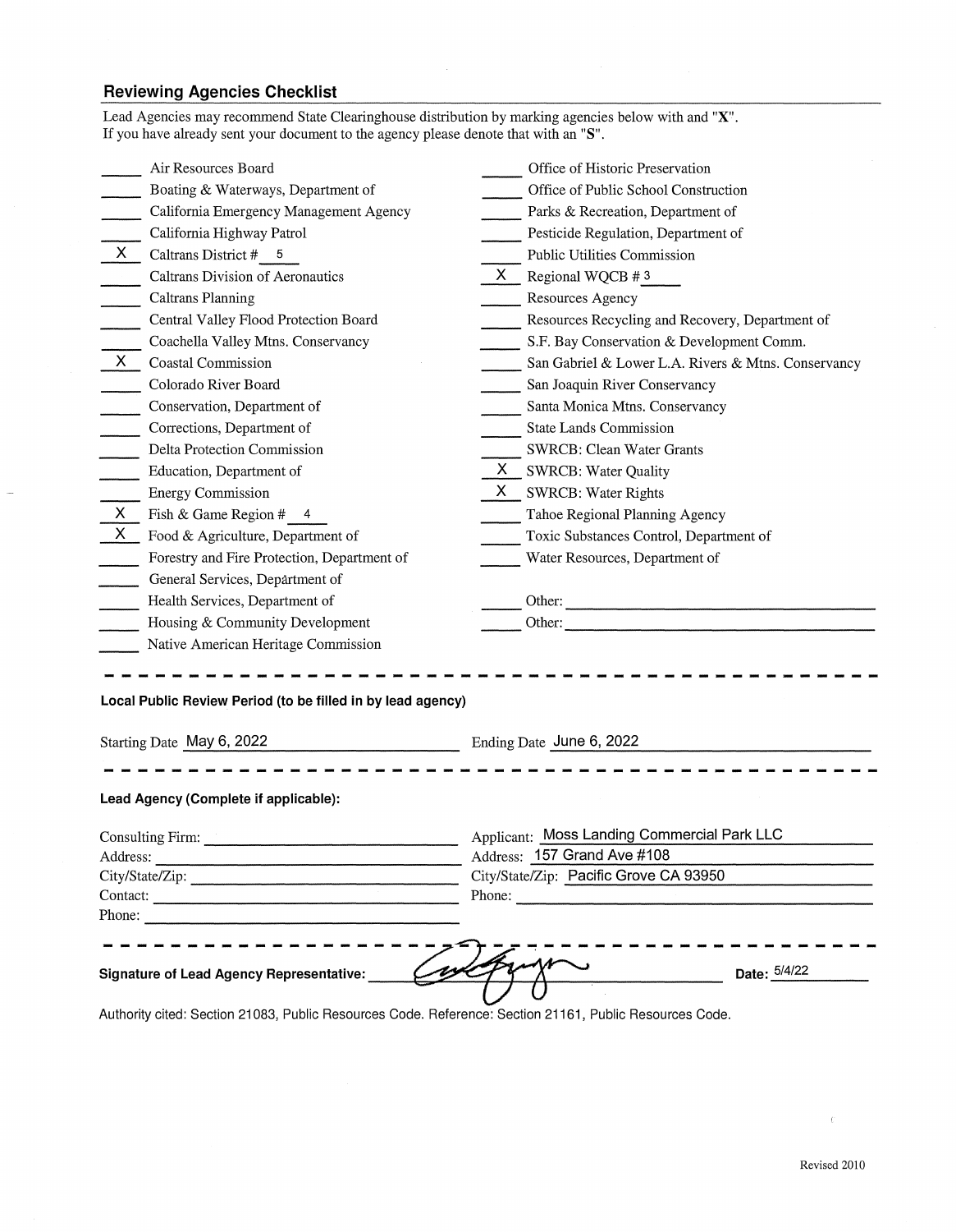## Reviewing Agencies Checklist

Lead Agencies may recommend State Clearinghouse distribution by marking agencies below with and "**X**".
If you have already sent your document to the agency please denote that with an "**S**".

| | | | |
|---|---|---|---|
| ___ | Air Resources Board | ___ | Office of Historic Preservation |
| ___ | Boating & Waterways, Department of | ___ | Office of Public School Construction |
| ___ | California Emergency Management Agency | ___ | Parks & Recreation, Department of |
| ___ | California Highway Patrol | ___ | Pesticide Regulation, Department of |
| X | Caltrans District # 5 | ___ | Public Utilities Commission |
| ___ | Caltrans Division of Aeronautics | X | Regional WQCB # 3 |
| ___ | Caltrans Planning | ___ | Resources Agency |
| ___ | Central Valley Flood Protection Board | ___ | Resources Recycling and Recovery, Department of |
| ___ | Coachella Valley Mtns. Conservancy | ___ | S.F. Bay Conservation & Development Comm. |
| X | Coastal Commission | ___ | San Gabriel & Lower L.A. Rivers & Mtns. Conservancy |
| ___ | Colorado River Board | ___ | San Joaquin River Conservancy |
| ___ | Conservation, Department of | ___ | Santa Monica Mtns. Conservancy |
| ___ | Corrections, Department of | ___ | State Lands Commission |
| ___ | Delta Protection Commission | ___ | SWRCB: Clean Water Grants |
| ___ | Education, Department of | X | SWRCB: Water Quality |
| ___ | Energy Commission | X | SWRCB: Water Rights |
| X | Fish & Game Region # 4 | ___ | Tahoe Regional Planning Agency |
| X | Food & Agriculture, Department of | ___ | Toxic Substances Control, Department of |
| ___ | Forestry and Fire Protection, Department of | ___ | Water Resources, Department of |
| ___ | General Services, Department of | | |
| ___ | Health Services, Department of | ___ | Other: ______ |
| ___ | Housing & Community Development | ___ | Other: ______ |
| ___ | Native American Heritage Commission | | |

---

**Local Public Review Period (to be filled in by lead agency)**

Starting Date May 6, 2022 Ending Date June 6, 2022

---

**Lead Agency (Complete if applicable):**

Consulting Firm: ______
Address: ______
City/State/Zip: ______
Contact: ______
Phone: ______

Applicant: Moss Landing Commercial Park LLC
Address: 157 Grand Ave #108
City/State/Zip: Pacific Grove CA 93950
Phone: ______

---

**Signature of Lead Agency Representative:** [signature] **Date:** 5/4/22

Authority cited: Section 21083, Public Resources Code. Reference: Section 21161, Public Resources Code.

Revised 2010